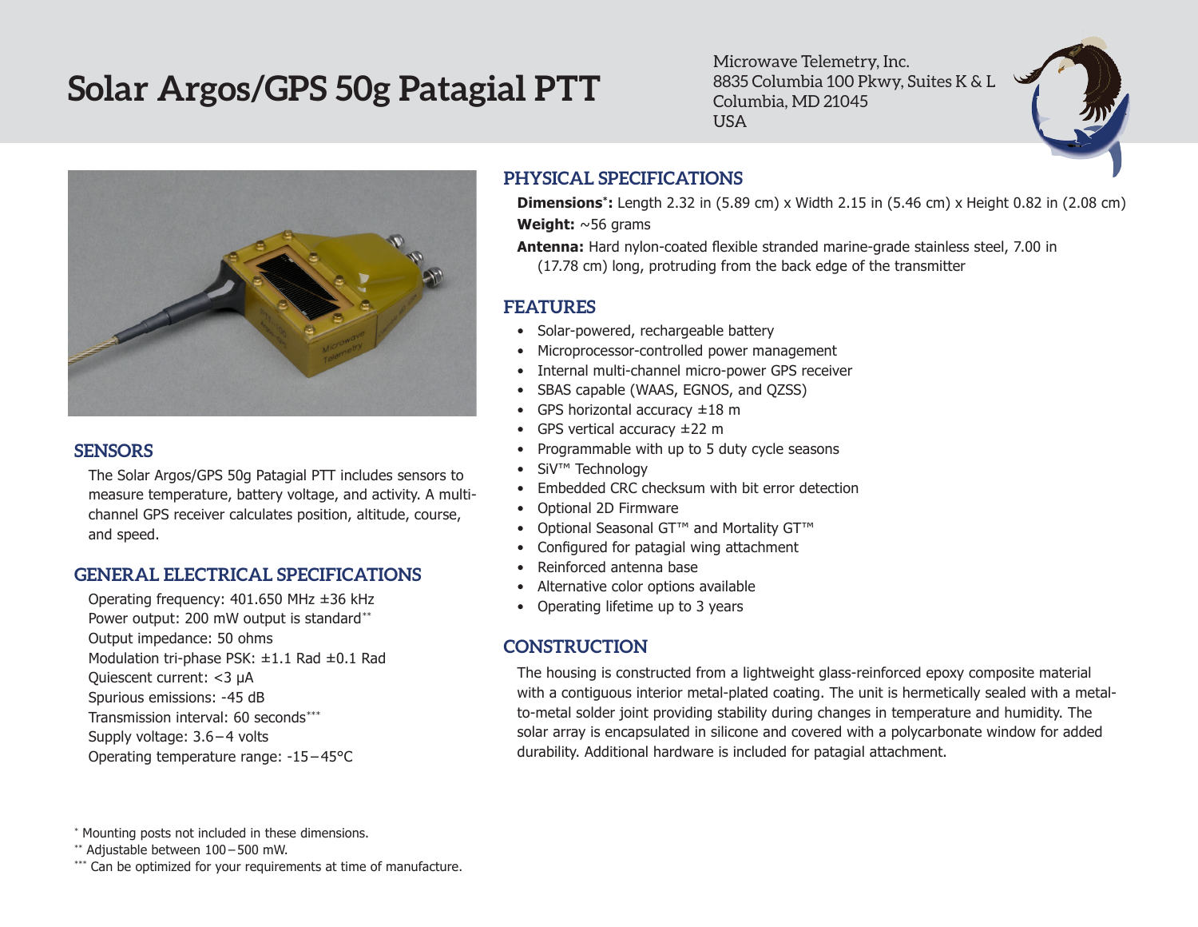# Solar Argos/GPS 50g Patagial PTT

Microwave Telemetry, Inc.
8835 Columbia 100 Pkwy, Suites K & L
Columbia, MD 21045
USA

## SENSORS

The Solar Argos/GPS 50g Patagial PTT includes sensors to measure temperature, battery voltage, and activity. A multi-channel GPS receiver calculates position, altitude, course, and speed.

## GENERAL ELECTRICAL SPECIFICATIONS

Operating frequency: 401.650 MHz ±36 kHz
Power output: 200 mW output is standard**
Output impedance: 50 ohms
Modulation tri-phase PSK: ±1.1 Rad ±0.1 Rad
Quiescent current: <3 μA
Spurious emissions: -45 dB
Transmission interval: 60 seconds***
Supply voltage: 3.6 – 4 volts
Operating temperature range: -15 – 45°C

## PHYSICAL SPECIFICATIONS

**Dimensions*:** Length 2.32 in (5.89 cm) x Width 2.15 in (5.46 cm) x Height 0.82 in (2.08 cm)

**Weight:** ~56 grams

**Antenna:** Hard nylon-coated flexible stranded marine-grade stainless steel, 7.00 in (17.78 cm) long, protruding from the back edge of the transmitter

## FEATURES

- Solar-powered, rechargeable battery
- Microprocessor-controlled power management
- Internal multi-channel micro-power GPS receiver
- SBAS capable (WAAS, EGNOS, and QZSS)
- GPS horizontal accuracy ±18 m
- GPS vertical accuracy ±22 m
- Programmable with up to 5 duty cycle seasons
- SiV™ Technology
- Embedded CRC checksum with bit error detection
- Optional 2D Firmware
- Optional Seasonal GT™ and Mortality GT™
- Configured for patagial wing attachment
- Reinforced antenna base
- Alternative color options available
- Operating lifetime up to 3 years

## CONSTRUCTION

The housing is constructed from a lightweight glass-reinforced epoxy composite material with a contiguous interior metal-plated coating. The unit is hermetically sealed with a metal-to-metal solder joint providing stability during changes in temperature and humidity. The solar array is encapsulated in silicone and covered with a polycarbonate window for added durability. Additional hardware is included for patagial attachment.

* Mounting posts not included in these dimensions.
** Adjustable between 100 – 500 mW.
*** Can be optimized for your requirements at time of manufacture.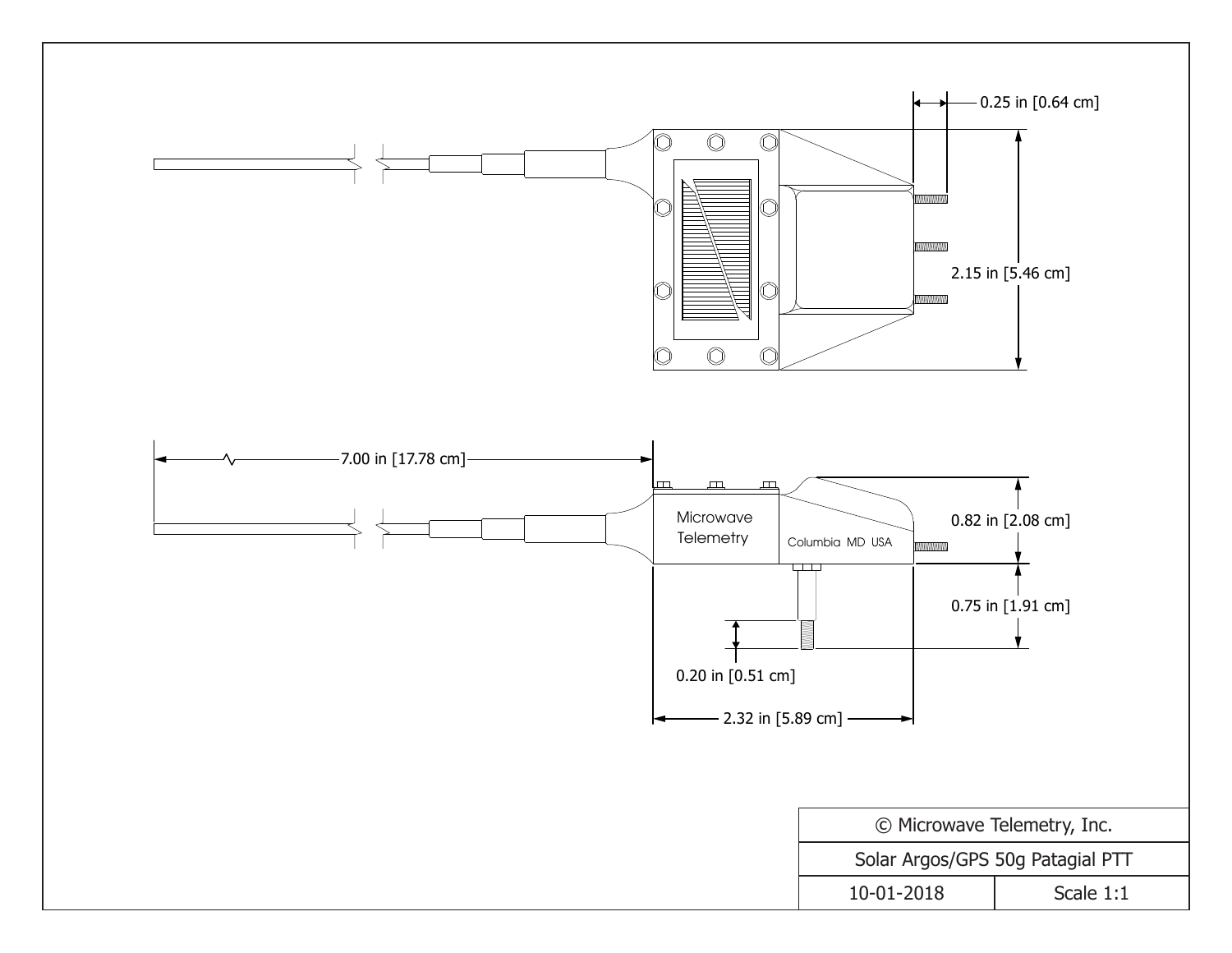0.25 in [0.64 cm]

2.15 in [5.46 cm]

7.00 in [17.78 cm]

Microwave Telemetry

Columbia MD USA

0.82 in [2.08 cm]

0.75 in [1.91 cm]

0.20 in [0.51 cm]

2.32 in [5.89 cm]

| | |
|---|---|
| © Microwave Telemetry, Inc. | |
| Solar Argos/GPS 50g Patagial PTT | |
| 10-01-2018 | Scale 1:1 |